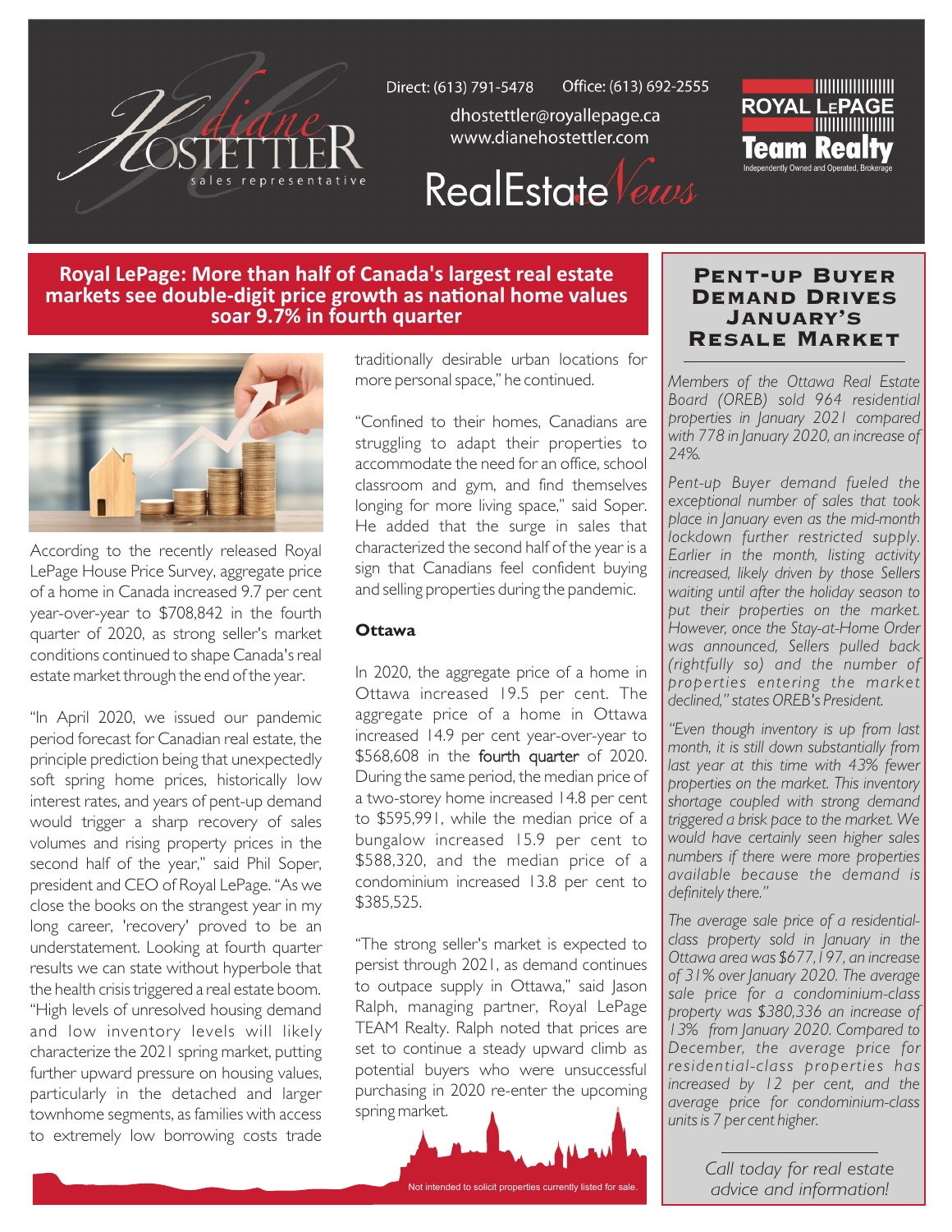Diane Hostettler, sales representative

Direct: (613) 791-5478 Office: (613) 692-2555

dhostettler@royallepage.ca
www.dianehostettler.com

# RealEstate News

ROYAL LEPAGE Team Realty
Independently Owned and Operated, Brokerage

## Royal LePage: More than half of Canada's largest real estate markets see double-digit price growth as national home values soar 9.7% in fourth quarter

According to the recently released Royal LePage House Price Survey, aggregate price of a home in Canada increased 9.7 per cent year-over-year to $708,842 in the fourth quarter of 2020, as strong seller's market conditions continued to shape Canada's real estate market through the end of the year.

"In April 2020, we issued our pandemic period forecast for Canadian real estate, the principle prediction being that unexpectedly soft spring home prices, historically low interest rates, and years of pent-up demand would trigger a sharp recovery of sales volumes and rising property prices in the second half of the year," said Phil Soper, president and CEO of Royal LePage. "As we close the books on the strangest year in my long career, 'recovery' proved to be an understatement. Looking at fourth quarter results we can state without hyperbole that the health crisis triggered a real estate boom. "High levels of unresolved housing demand and low inventory levels will likely characterize the 2021 spring market, putting further upward pressure on housing values, particularly in the detached and larger townhome segments, as families with access to extremely low borrowing costs trade traditionally desirable urban locations for more personal space," he continued.

"Confined to their homes, Canadians are struggling to adapt their properties to accommodate the need for an office, school classroom and gym, and find themselves longing for more living space," said Soper. He added that the surge in sales that characterized the second half of the year is a sign that Canadians feel confident buying and selling properties during the pandemic.

### Ottawa

In 2020, the aggregate price of a home in Ottawa increased 19.5 per cent. The aggregate price of a home in Ottawa increased 14.9 per cent year-over-year to $568,608 in the fourth quarter of 2020. During the same period, the median price of a two-storey home increased 14.8 per cent to $595,991, while the median price of a bungalow increased 15.9 per cent to $588,320, and the median price of a condominium increased 13.8 per cent to $385,525.

"The strong seller's market is expected to persist through 2021, as demand continues to outpace supply in Ottawa," said Jason Ralph, managing partner, Royal LePage TEAM Realty. Ralph noted that prices are set to continue a steady upward climb as potential buyers who were unsuccessful purchasing in 2020 re-enter the upcoming spring market.

## Pent-up Buyer Demand Drives January's Resale Market

*Members of the Ottawa Real Estate Board (OREB) sold 964 residential properties in January 2021 compared with 778 in January 2020, an increase of 24%.*

*Pent-up Buyer demand fueled the exceptional number of sales that took place in January even as the mid-month lockdown further restricted supply. Earlier in the month, listing activity increased, likely driven by those Sellers waiting until after the holiday season to put their properties on the market. However, once the Stay-at-Home Order was announced, Sellers pulled back (rightfully so) and the number of properties entering the market declined," states OREB's President.*

*"Even though inventory is up from last month, it is still down substantially from last year at this time with 43% fewer properties on the market. This inventory shortage coupled with strong demand triggered a brisk pace to the market. We would have certainly seen higher sales numbers if there were more properties available because the demand is definitely there."*

*The average sale price of a residential-class property sold in January in the Ottawa area was $677,197, an increase of 31% over January 2020. The average sale price for a condominium-class property was $380,336 an increase of 13% from January 2020. Compared to December, the average price for residential-class properties has increased by 12 per cent, and the average price for condominium-class units is 7 per cent higher.*

*Call today for real estate advice and information!*

Not intended to solicit properties currently listed for sale.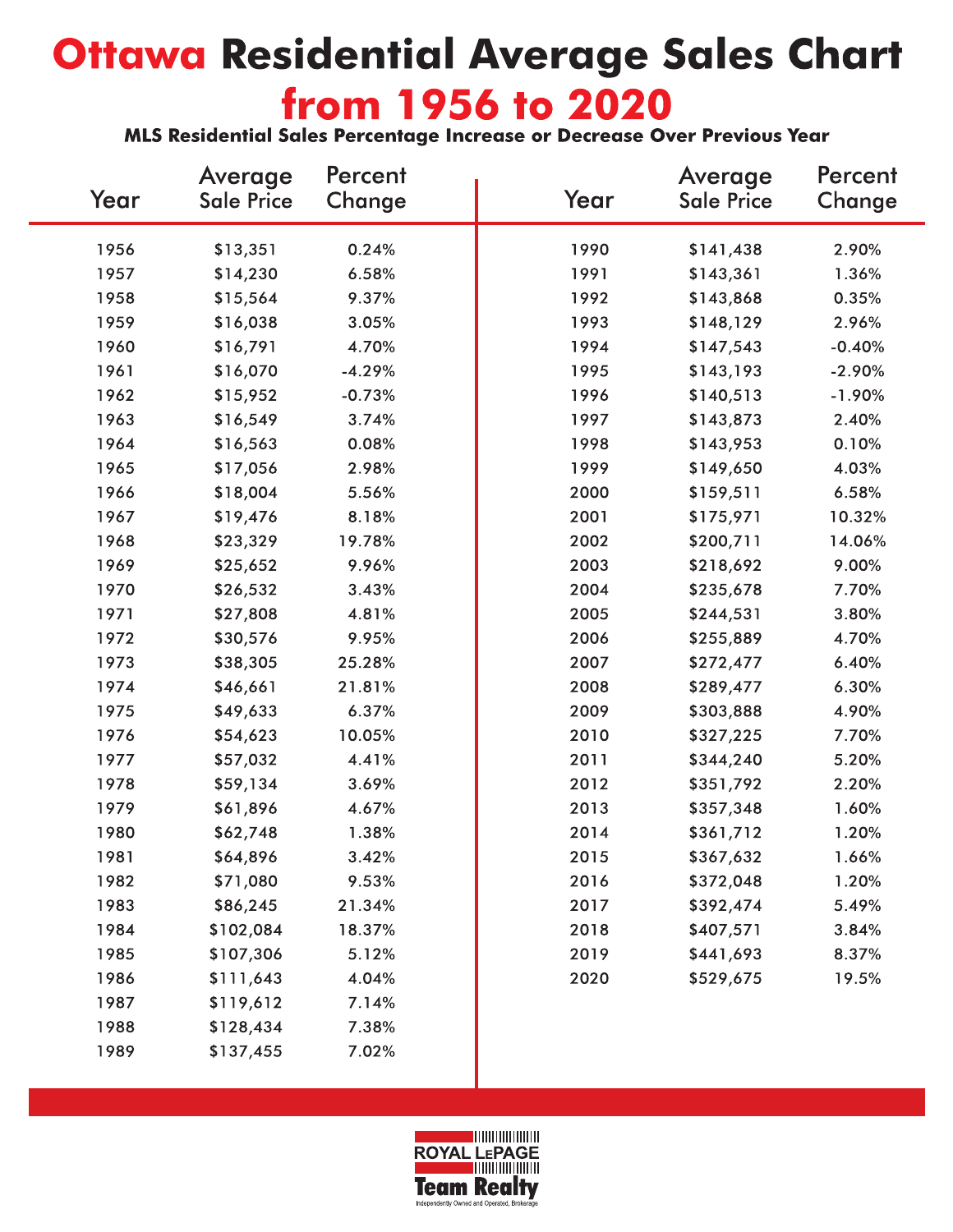# Ottawa Residential Average Sales Chart from 1956 to 2020

**MLS Residential Sales Percentage Increase or Decrease Over Previous Year**

| Year | Average Sale Price | Percent Change |
|---|---|---|
| 1956 | $13,351 | 0.24% |
| 1957 | $14,230 | 6.58% |
| 1958 | $15,564 | 9.37% |
| 1959 | $16,038 | 3.05% |
| 1960 | $16,791 | 4.70% |
| 1961 | $16,070 | -4.29% |
| 1962 | $15,952 | -0.73% |
| 1963 | $16,549 | 3.74% |
| 1964 | $16,563 | 0.08% |
| 1965 | $17,056 | 2.98% |
| 1966 | $18,004 | 5.56% |
| 1967 | $19,476 | 8.18% |
| 1968 | $23,329 | 19.78% |
| 1969 | $25,652 | 9.96% |
| 1970 | $26,532 | 3.43% |
| 1971 | $27,808 | 4.81% |
| 1972 | $30,576 | 9.95% |
| 1973 | $38,305 | 25.28% |
| 1974 | $46,661 | 21.81% |
| 1975 | $49,633 | 6.37% |
| 1976 | $54,623 | 10.05% |
| 1977 | $57,032 | 4.41% |
| 1978 | $59,134 | 3.69% |
| 1979 | $61,896 | 4.67% |
| 1980 | $62,748 | 1.38% |
| 1981 | $64,896 | 3.42% |
| 1982 | $71,080 | 9.53% |
| 1983 | $86,245 | 21.34% |
| 1984 | $102,084 | 18.37% |
| 1985 | $107,306 | 5.12% |
| 1986 | $111,643 | 4.04% |
| 1987 | $119,612 | 7.14% |
| 1988 | $128,434 | 7.38% |
| 1989 | $137,455 | 7.02% |
| 1990 | $141,438 | 2.90% |
| 1991 | $143,361 | 1.36% |
| 1992 | $143,868 | 0.35% |
| 1993 | $148,129 | 2.96% |
| 1994 | $147,543 | -0.40% |
| 1995 | $143,193 | -2.90% |
| 1996 | $140,513 | -1.90% |
| 1997 | $143,873 | 2.40% |
| 1998 | $143,953 | 0.10% |
| 1999 | $149,650 | 4.03% |
| 2000 | $159,511 | 6.58% |
| 2001 | $175,971 | 10.32% |
| 2002 | $200,711 | 14.06% |
| 2003 | $218,692 | 9.00% |
| 2004 | $235,678 | 7.70% |
| 2005 | $244,531 | 3.80% |
| 2006 | $255,889 | 4.70% |
| 2007 | $272,477 | 6.40% |
| 2008 | $289,477 | 6.30% |
| 2009 | $303,888 | 4.90% |
| 2010 | $327,225 | 7.70% |
| 2011 | $344,240 | 5.20% |
| 2012 | $351,792 | 2.20% |
| 2013 | $357,348 | 1.60% |
| 2014 | $361,712 | 1.20% |
| 2015 | $367,632 | 1.66% |
| 2016 | $372,048 | 1.20% |
| 2017 | $392,474 | 5.49% |
| 2018 | $407,571 | 3.84% |
| 2019 | $441,693 | 8.37% |
| 2020 | $529,675 | 19.5% |

ROYAL LEPAGE
Team Realty
Independently Owned and Operated, Brokerage